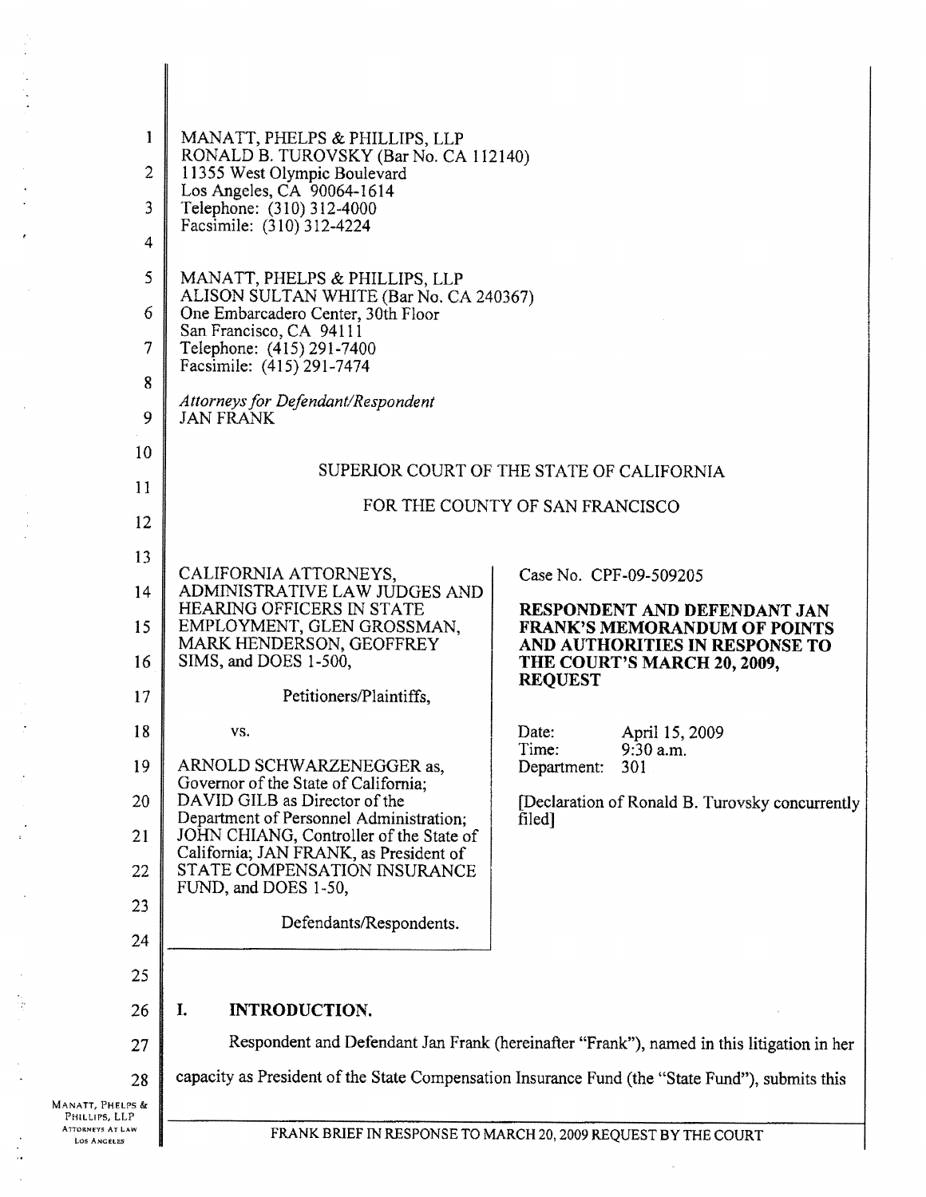MANATT, PHELPS & PHILLIPS, LLP
RONALD B. TUROVSKY (Bar No. CA 112140)
11355 West Olympic Boulevard
Los Angeles, CA 90064-1614
Telephone: (310) 312-4000
Facsimile: (310) 312-4224

MANATT, PHELPS & PHILLIPS, LLP
ALISON SULTAN WHITE (Bar No. CA 240367)
One Embarcadero Center, 30th Floor
San Francisco, CA 94111
Telephone: (415) 291-7400
Facsimile: (415) 291-7474

*Attorneys for Defendant/Respondent*
JAN FRANK

SUPERIOR COURT OF THE STATE OF CALIFORNIA

FOR THE COUNTY OF SAN FRANCISCO

CALIFORNIA ATTORNEYS, ADMINISTRATIVE LAW JUDGES AND HEARING OFFICERS IN STATE EMPLOYMENT, GLEN GROSSMAN, MARK HENDERSON, GEOFFREY SIMS, and DOES 1-500,

Petitioners/Plaintiffs,

vs.

ARNOLD SCHWARZENEGGER as, Governor of the State of California; DAVID GILB as Director of the Department of Personnel Administration; JOHN CHIANG, Controller of the State of California; JAN FRANK, as President of STATE COMPENSATION INSURANCE FUND, and DOES 1-50,

Defendants/Respondents.

Case No. CPF-09-509205

**RESPONDENT AND DEFENDANT JAN FRANK'S MEMORANDUM OF POINTS AND AUTHORITIES IN RESPONSE TO THE COURT'S MARCH 20, 2009, REQUEST**

Date: April 15, 2009
Time: 9:30 a.m.
Department: 301

[Declaration of Ronald B. Turovsky concurrently filed]

## I. INTRODUCTION.

Respondent and Defendant Jan Frank (hereinafter "Frank"), named in this litigation in her capacity as President of the State Compensation Insurance Fund (the "State Fund"), submits this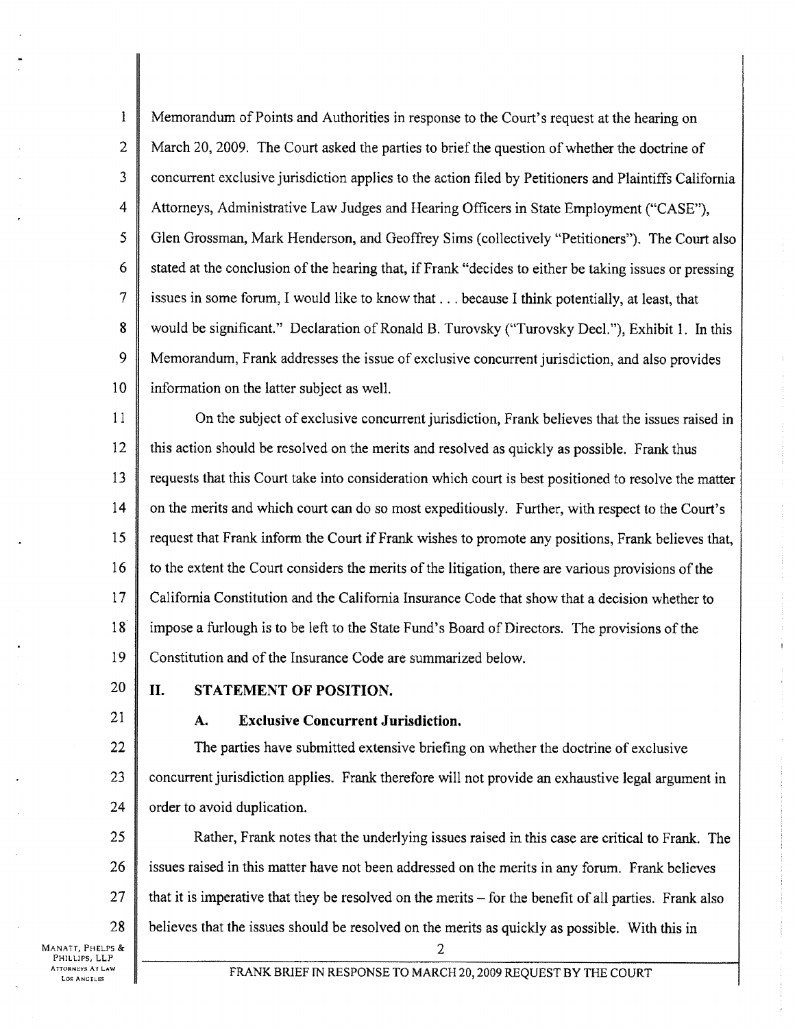Memorandum of Points and Authorities in response to the Court's request at the hearing on March 20, 2009. The Court asked the parties to brief the question of whether the doctrine of concurrent exclusive jurisdiction applies to the action filed by Petitioners and Plaintiffs California Attorneys, Administrative Law Judges and Hearing Officers in State Employment ("CASE"), Glen Grossman, Mark Henderson, and Geoffrey Sims (collectively "Petitioners"). The Court also stated at the conclusion of the hearing that, if Frank "decides to either be taking issues or pressing issues in some forum, I would like to know that . . . because I think potentially, at least, that would be significant." Declaration of Ronald B. Turovsky ("Turovsky Decl."), Exhibit 1. In this Memorandum, Frank addresses the issue of exclusive concurrent jurisdiction, and also provides information on the latter subject as well.

On the subject of exclusive concurrent jurisdiction, Frank believes that the issues raised in this action should be resolved on the merits and resolved as quickly as possible. Frank thus requests that this Court take into consideration which court is best positioned to resolve the matter on the merits and which court can do so most expeditiously. Further, with respect to the Court's request that Frank inform the Court if Frank wishes to promote any positions, Frank believes that, to the extent the Court considers the merits of the litigation, there are various provisions of the California Constitution and the California Insurance Code that show that a decision whether to impose a furlough is to be left to the State Fund's Board of Directors. The provisions of the Constitution and of the Insurance Code are summarized below.

## II. STATEMENT OF POSITION.

### A. Exclusive Concurrent Jurisdiction.

The parties have submitted extensive briefing on whether the doctrine of exclusive concurrent jurisdiction applies. Frank therefore will not provide an exhaustive legal argument in order to avoid duplication.

Rather, Frank notes that the underlying issues raised in this case are critical to Frank. The issues raised in this matter have not been addressed on the merits in any forum. Frank believes that it is imperative that they be resolved on the merits – for the benefit of all parties. Frank also believes that the issues should be resolved on the merits as quickly as possible. With this in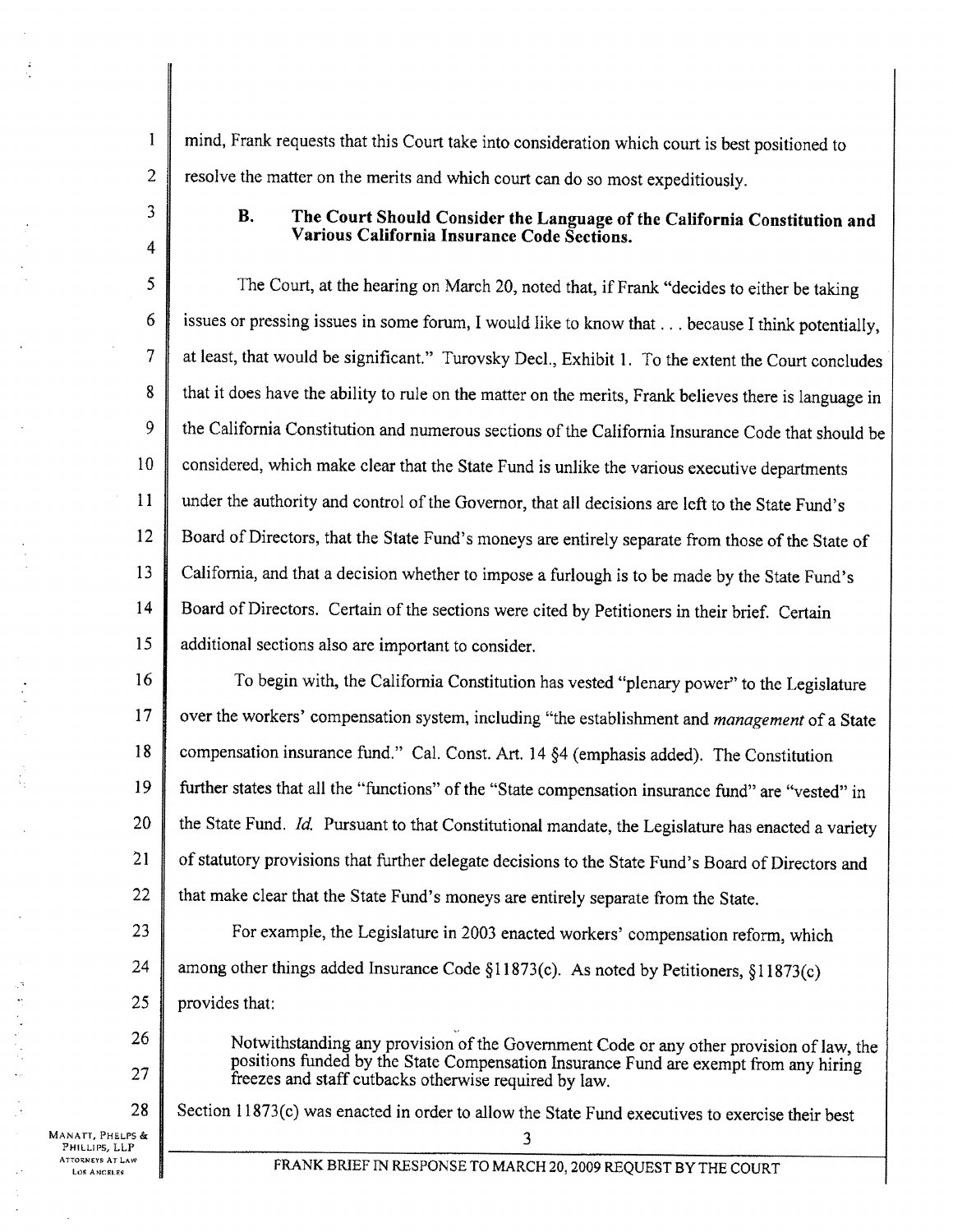mind, Frank requests that this Court take into consideration which court is best positioned to resolve the matter on the merits and which court can do so most expeditiously.

### B. The Court Should Consider the Language of the California Constitution and Various California Insurance Code Sections.

The Court, at the hearing on March 20, noted that, if Frank "decides to either be taking issues or pressing issues in some forum, I would like to know that . . . because I think potentially, at least, that would be significant." Turovsky Decl., Exhibit 1. To the extent the Court concludes that it does have the ability to rule on the matter on the merits, Frank believes there is language in the California Constitution and numerous sections of the California Insurance Code that should be considered, which make clear that the State Fund is unlike the various executive departments under the authority and control of the Governor, that all decisions are left to the State Fund's Board of Directors, that the State Fund's moneys are entirely separate from those of the State of California, and that a decision whether to impose a furlough is to be made by the State Fund's Board of Directors. Certain of the sections were cited by Petitioners in their brief. Certain additional sections also are important to consider.

To begin with, the California Constitution has vested "plenary power" to the Legislature over the workers' compensation system, including "the establishment and *management* of a State compensation insurance fund." Cal. Const. Art. 14 §4 (emphasis added). The Constitution further states that all the "functions" of the "State compensation insurance fund" are "vested" in the State Fund. *Id.* Pursuant to that Constitutional mandate, the Legislature has enacted a variety of statutory provisions that further delegate decisions to the State Fund's Board of Directors and that make clear that the State Fund's moneys are entirely separate from the State.

For example, the Legislature in 2003 enacted workers' compensation reform, which among other things added Insurance Code §11873(c). As noted by Petitioners, §11873(c) provides that:

> Notwithstanding any provision of the Government Code or any other provision of law, the positions funded by the State Compensation Insurance Fund are exempt from any hiring freezes and staff cutbacks otherwise required by law.

Section 11873(c) was enacted in order to allow the State Fund executives to exercise their best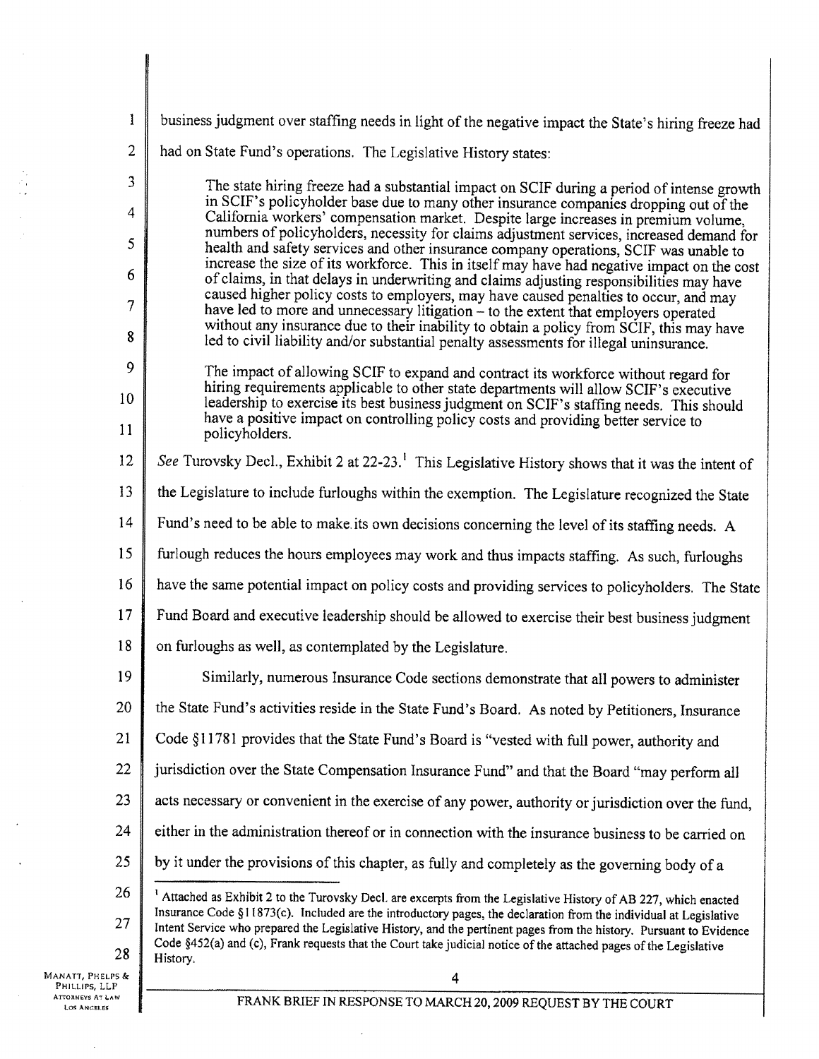business judgment over staffing needs in light of the negative impact the State's hiring freeze had had on State Fund's operations. The Legislative History states:

> The state hiring freeze had a substantial impact on SCIF during a period of intense growth in SCIF's policyholder base due to many other insurance companies dropping out of the California workers' compensation market. Despite large increases in premium volume, numbers of policyholders, necessity for claims adjustment services, increased demand for health and safety services and other insurance company operations, SCIF was unable to increase the size of its workforce. This in itself may have had negative impact on the cost of claims, in that delays in underwriting and claims adjusting responsibilities may have caused higher policy costs to employers, may have caused penalties to occur, and may have led to more and unnecessary litigation – to the extent that employers operated without any insurance due to their inability to obtain a policy from SCIF, this may have led to civil liability and/or substantial penalty assessments for illegal uninsurance.
>
> The impact of allowing SCIF to expand and contract its workforce without regard for hiring requirements applicable to other state departments will allow SCIF's executive leadership to exercise its best business judgment on SCIF's staffing needs. This should have a positive impact on controlling policy costs and providing better service to policyholders.

*See* Turovsky Decl., Exhibit 2 at 22-23.[1] This Legislative History shows that it was the intent of the Legislature to include furloughs within the exemption. The Legislature recognized the State Fund's need to be able to make its own decisions concerning the level of its staffing needs. A furlough reduces the hours employees may work and thus impacts staffing. As such, furloughs have the same potential impact on policy costs and providing services to policyholders. The State Fund Board and executive leadership should be allowed to exercise their best business judgment on furloughs as well, as contemplated by the Legislature.

Similarly, numerous Insurance Code sections demonstrate that all powers to administer the State Fund's activities reside in the State Fund's Board. As noted by Petitioners, Insurance Code §11781 provides that the State Fund's Board is "vested with full power, authority and jurisdiction over the State Compensation Insurance Fund" and that the Board "may perform all acts necessary or convenient in the exercise of any power, authority or jurisdiction over the fund, either in the administration thereof or in connection with the insurance business to be carried on by it under the provisions of this chapter, as fully and completely as the governing body of a

---

[1] Attached as Exhibit 2 to the Turovsky Decl. are excerpts from the Legislative History of AB 227, which enacted Insurance Code §11873(c). Included are the introductory pages, the declaration from the individual at Legislative Intent Service who prepared the Legislative History, and the pertinent pages from the history. Pursuant to Evidence Code §452(a) and (c), Frank requests that the Court take judicial notice of the attached pages of the Legislative History.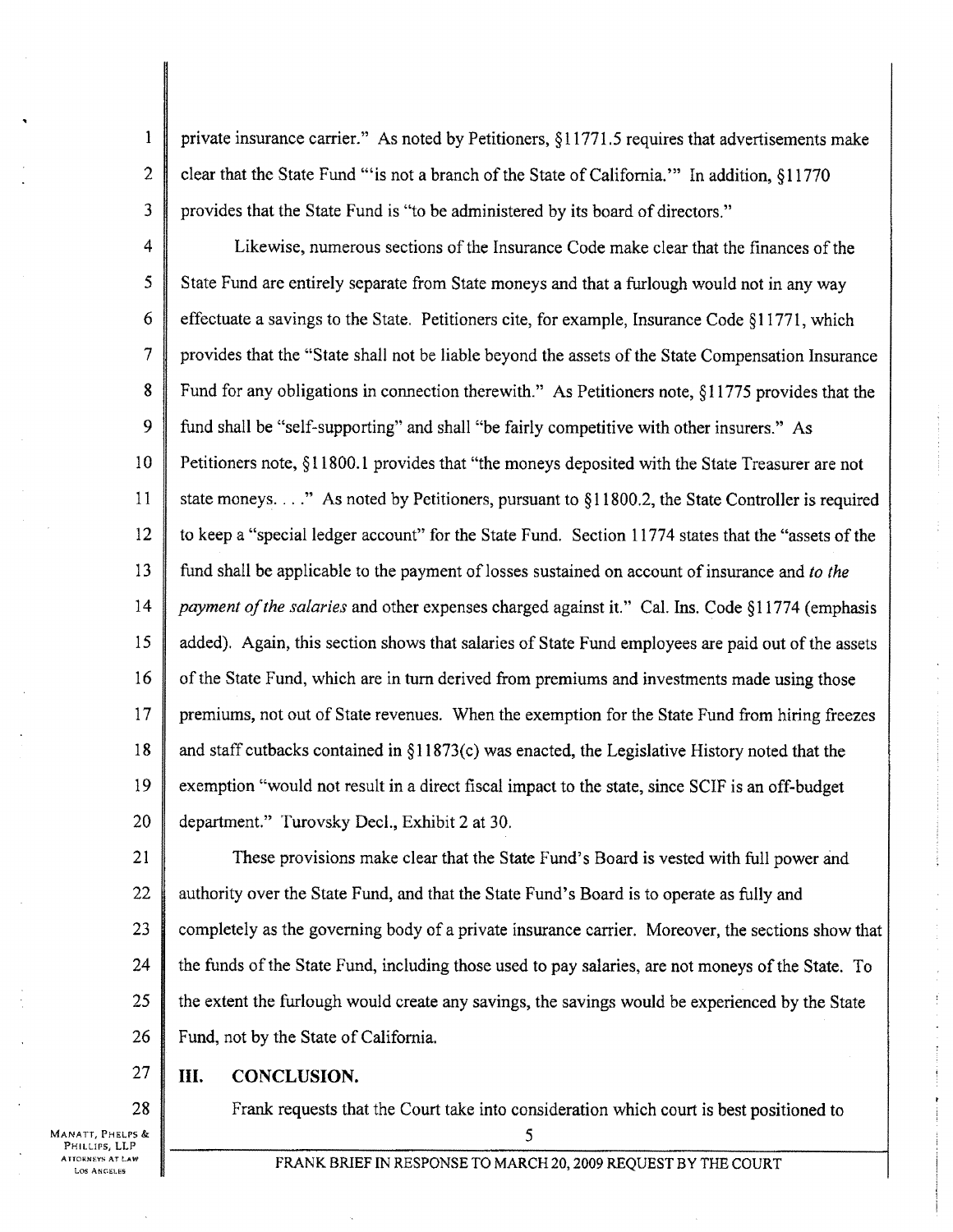private insurance carrier." As noted by Petitioners, §11771.5 requires that advertisements make clear that the State Fund "'is not a branch of the State of California.'" In addition, §11770 provides that the State Fund is "to be administered by its board of directors."

Likewise, numerous sections of the Insurance Code make clear that the finances of the State Fund are entirely separate from State moneys and that a furlough would not in any way effectuate a savings to the State. Petitioners cite, for example, Insurance Code §11771, which provides that the "State shall not be liable beyond the assets of the State Compensation Insurance Fund for any obligations in connection therewith." As Petitioners note, §11775 provides that the fund shall be "self-supporting" and shall "be fairly competitive with other insurers." As Petitioners note, §11800.1 provides that "the moneys deposited with the State Treasurer are not state moneys. . . ." As noted by Petitioners, pursuant to §11800.2, the State Controller is required to keep a "special ledger account" for the State Fund. Section 11774 states that the "assets of the fund shall be applicable to the payment of losses sustained on account of insurance and *to the payment of the salaries* and other expenses charged against it." Cal. Ins. Code §11774 (emphasis added). Again, this section shows that salaries of State Fund employees are paid out of the assets of the State Fund, which are in turn derived from premiums and investments made using those premiums, not out of State revenues. When the exemption for the State Fund from hiring freezes and staff cutbacks contained in §11873(c) was enacted, the Legislative History noted that the exemption "would not result in a direct fiscal impact to the state, since SCIF is an off-budget department." Turovsky Decl., Exhibit 2 at 30.

These provisions make clear that the State Fund's Board is vested with full power and authority over the State Fund, and that the State Fund's Board is to operate as fully and completely as the governing body of a private insurance carrier. Moreover, the sections show that the funds of the State Fund, including those used to pay salaries, are not moneys of the State. To the extent the furlough would create any savings, the savings would be experienced by the State Fund, not by the State of California.

## III. CONCLUSION.

Frank requests that the Court take into consideration which court is best positioned to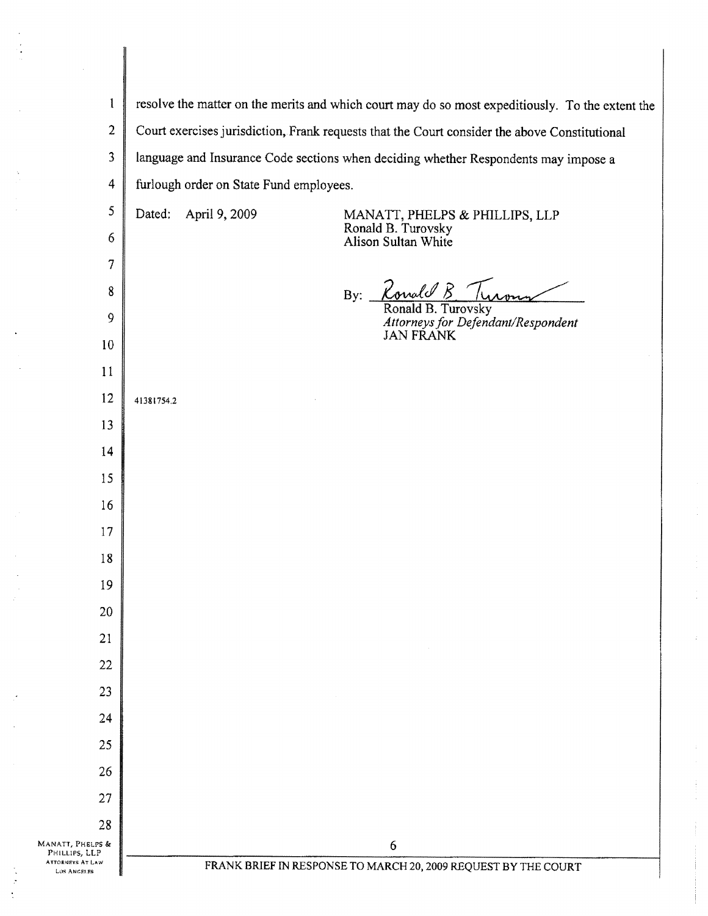resolve the matter on the merits and which court may do so most expeditiously. To the extent the Court exercises jurisdiction, Frank requests that the Court consider the above Constitutional language and Insurance Code sections when deciding whether Respondents may impose a furlough order on State Fund employees.

Dated: April 9, 2009

MANATT, PHELPS & PHILLIPS, LLP
Ronald B. Turovsky
Alison Sultan White

By: Ronald B. Turovsky
Ronald B. Turovsky
*Attorneys for Defendant/Respondent*
JAN FRANK

41381754.2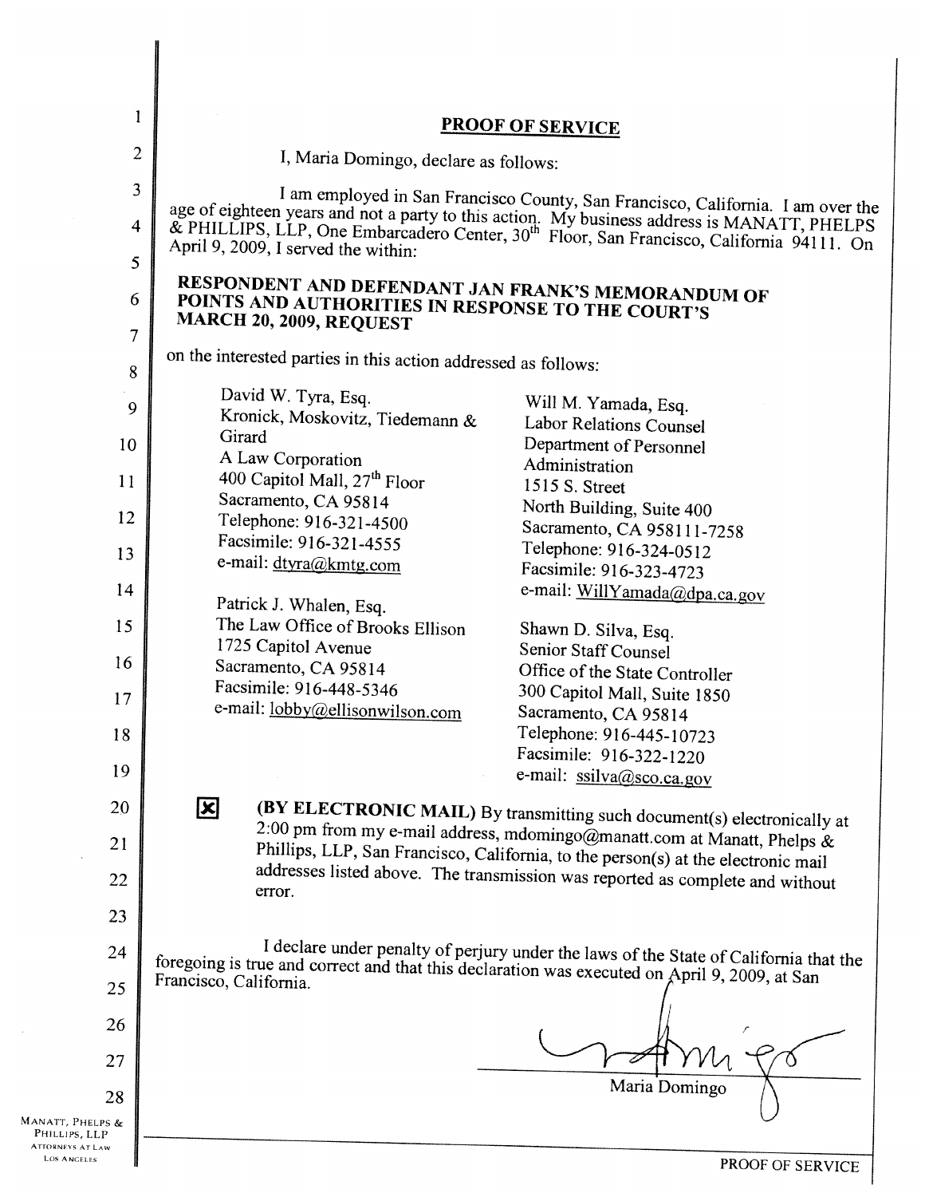## PROOF OF SERVICE

I, Maria Domingo, declare as follows:

I am employed in San Francisco County, San Francisco, California. I am over the age of eighteen years and not a party to this action. My business address is MANATT, PHELPS & PHILLIPS, LLP, One Embarcadero Center, 30th Floor, San Francisco, California 94111. On April 9, 2009, I served the within:

**RESPONDENT AND DEFENDANT JAN FRANK'S MEMORANDUM OF POINTS AND AUTHORITIES IN RESPONSE TO THE COURT'S MARCH 20, 2009, REQUEST**

on the interested parties in this action addressed as follows:

David W. Tyra, Esq.
Kronick, Moskovitz, Tiedemann & Girard
A Law Corporation
400 Capitol Mall, 27th Floor
Sacramento, CA 95814
Telephone: 916-321-4500
Facsimile: 916-321-4555
e-mail: dtyra@kmtg.com

Patrick J. Whalen, Esq.
The Law Office of Brooks Ellison
1725 Capitol Avenue
Sacramento, CA 95814
Facsimile: 916-448-5346
e-mail: lobby@ellisonwilson.com

Will M. Yamada, Esq.
Labor Relations Counsel
Department of Personnel Administration
1515 S. Street
North Building, Suite 400
Sacramento, CA 958111-7258
Telephone: 916-324-0512
Facsimile: 916-323-4723
e-mail: WillYamada@dpa.ca.gov

Shawn D. Silva, Esq.
Senior Staff Counsel
Office of the State Controller
300 Capitol Mall, Suite 1850
Sacramento, CA 95814
Telephone: 916-445-10723
Facsimile: 916-322-1220
e-mail: ssilva@sco.ca.gov

☒ **(BY ELECTRONIC MAIL)** By transmitting such document(s) electronically at 2:00 pm from my e-mail address, mdomingo@manatt.com at Manatt, Phelps & Phillips, LLP, San Francisco, California, to the person(s) at the electronic mail addresses listed above. The transmission was reported as complete and without error.

I declare under penalty of perjury under the laws of the State of California that the foregoing is true and correct and that this declaration was executed on April 9, 2009, at San Francisco, California.

Maria Domingo